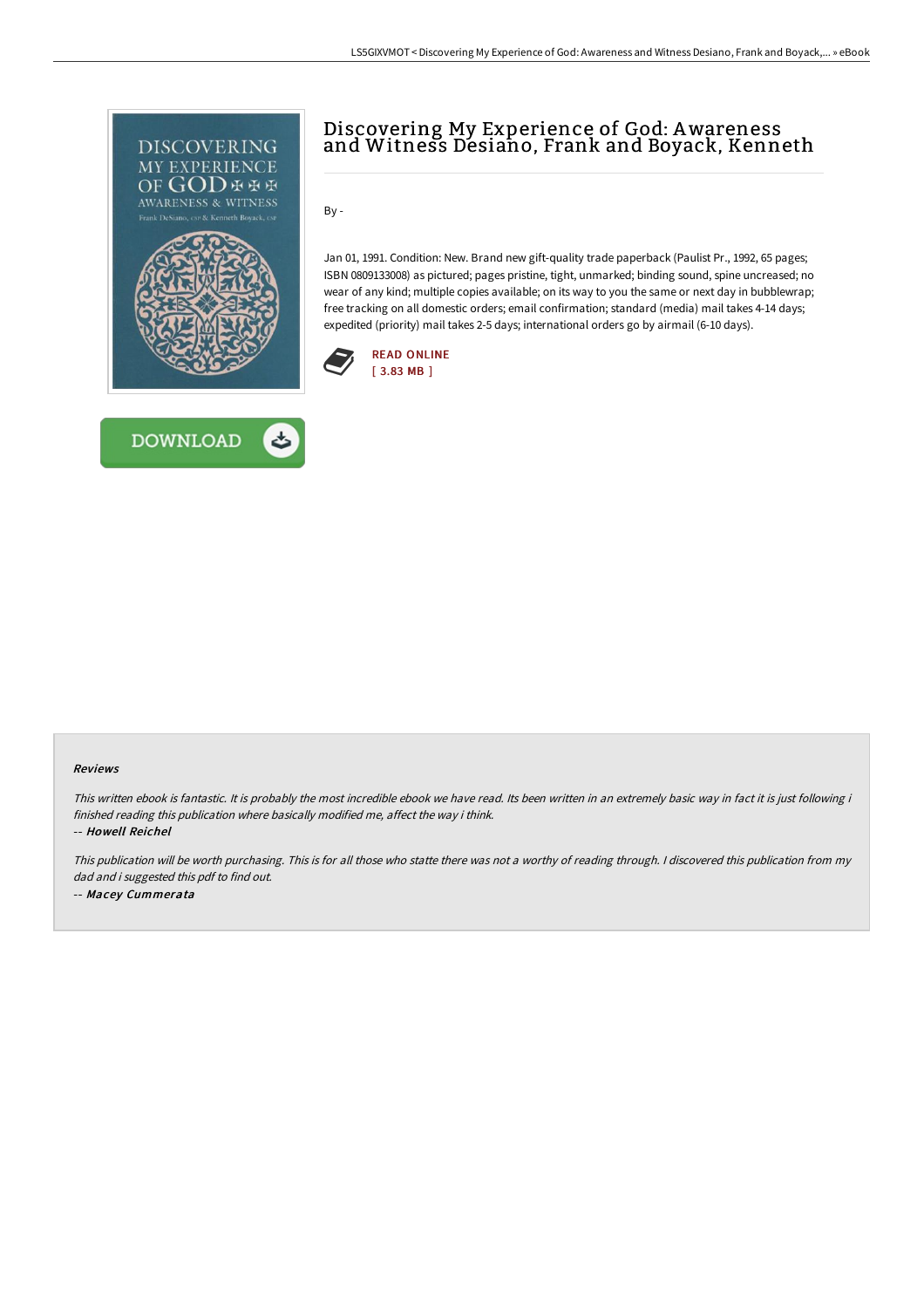# Discovering My Experience of God: Awareness and Witness Desiano, Frank and Boyack, Kenneth

By -

Jan 01, 1991. Condition: New. Brand new gift-quality trade paperback (Paulist Pr., 1992, 65 pages; ISBN 0809133008) as pictured; pages pristine, tight, unmarked; binding sound, spine uncreased; no wear of any kind; multiple copies available; on its way to you the same or next day in bubblewrap; free tracking on all domestic orders; email confirmation; standard (media) mail takes 4-14 days; expedited (priority) mail takes 2-5 days; international orders go by airmail (6-10 days).

READ ONLINE
[ 3.83 MB ]

DOWNLOAD

#### Reviews

*This written ebook is fantastic. It is probably the most incredible ebook we have read. Its been written in an extremely basic way in fact it is just following i finished reading this publication where basically modified me, affect the way i think.*

-- ***Howell Reichel***

*This publication will be worth purchasing. This is for all those who statte there was not a worthy of reading through. I discovered this publication from my dad and i suggested this pdf to find out.*

-- ***Macey Cummerata***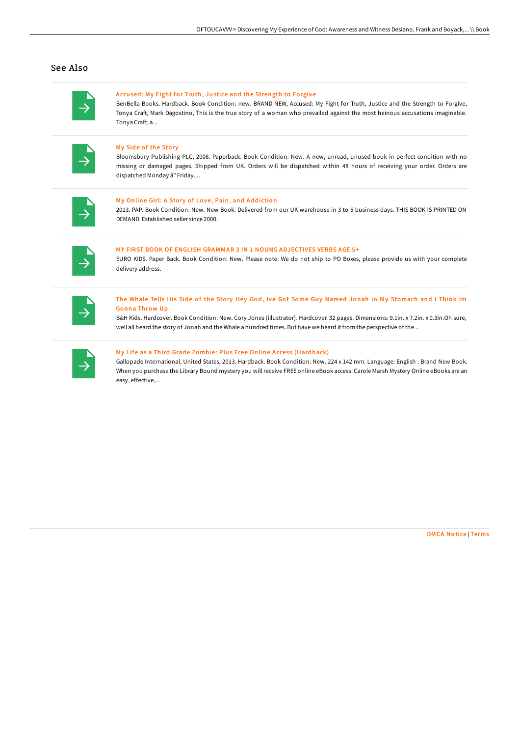## See Also

### Accused: My Fight for Truth, Justice and the Strength to Forgive

BenBella Books. Hardback. Book Condition: new. BRAND NEW, Accused: My Fight for Truth, Justice and the Strength to Forgive, Tonya Craft, Mark Dagostino, This is the true story of a woman who prevailed against the most heinous accusations imaginable. Tonya Craft, a...

### My Side of the Story

Bloomsbury Publishing PLC, 2008. Paperback. Book Condition: New. A new, unread, unused book in perfect condition with no missing or damaged pages. Shipped from UK. Orders will be dispatched within 48 hours of receiving your order. Orders are dispatched Monday â" Friday....

### My Online Girl: A Story of Love, Pain, and Addiction

2013. PAP. Book Condition: New. New Book. Delivered from our UK warehouse in 3 to 5 business days. THIS BOOK IS PRINTED ON DEMAND. Established seller since 2000.

### MY FIRST BOOK OF ENGLISH GRAMMAR 3 IN 1 NOUNS ADJECTIVES VERBS AGE 5+

EURO KIDS. Paper Back. Book Condition: New. Please note: We do not ship to PO Boxes, please provide us with your complete delivery address.

### The Whale Tells His Side of the Story Hey God, Ive Got Some Guy Named Jonah in My Stomach and I Think Im Gonna Throw Up

B&H Kids. Hardcover. Book Condition: New. Cory Jones (illustrator). Hardcover. 32 pages. Dimensions: 9.1in. x 7.2in. x 0.3in.Oh sure, well all heard the story of Jonah and the Whale a hundred times. But have we heard it from the perspective of the...

### My Life as a Third Grade Zombie: Plus Free Online Access (Hardback)

Gallopade International, United States, 2013. Hardback. Book Condition: New. 224 x 142 mm. Language: English . Brand New Book. When you purchase the Library Bound mystery you will receive FREE online eBook access! Carole Marsh Mystery Online eBooks are an easy, effective,...